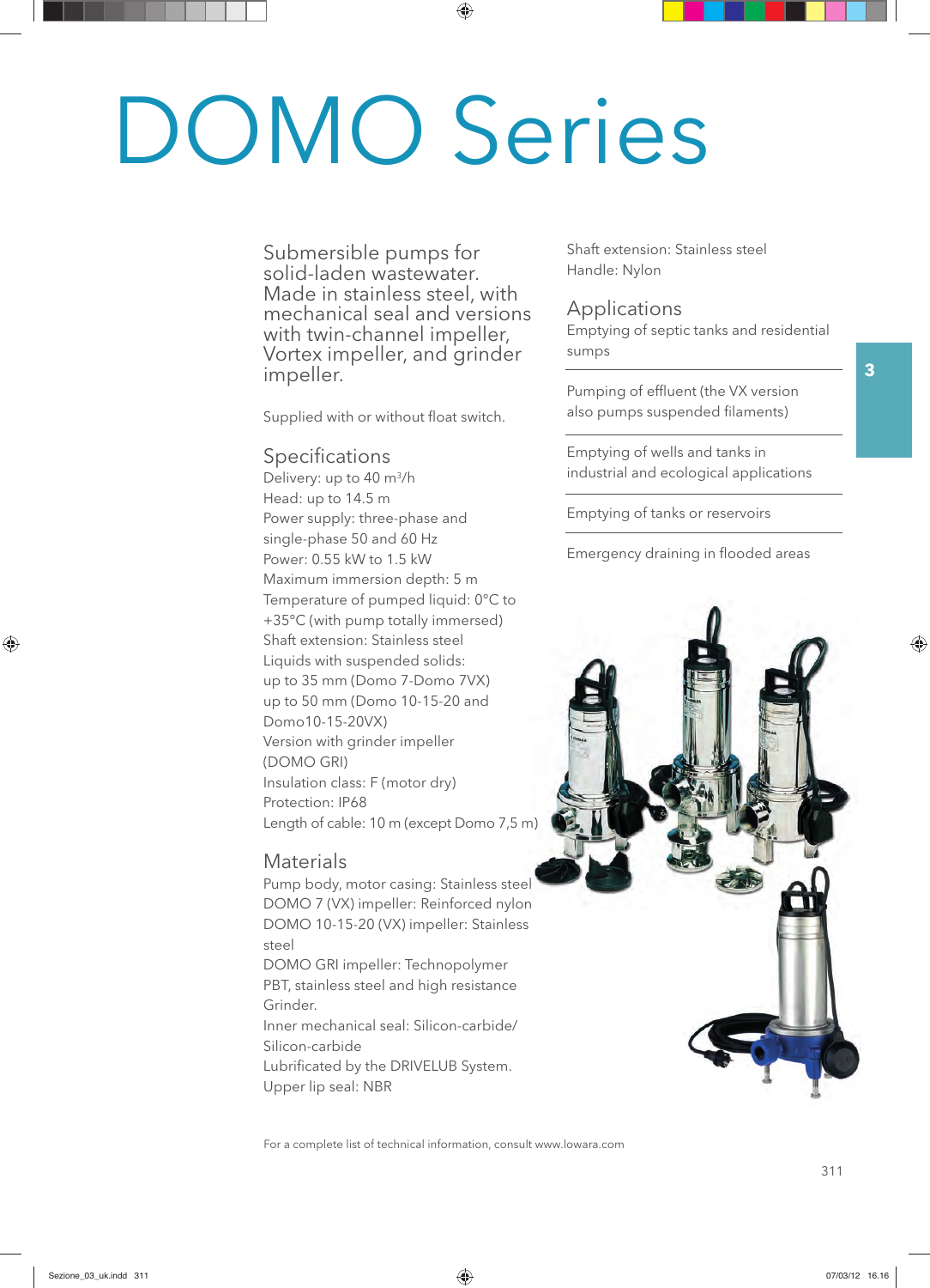# DOMO Series

Submersible pumps for solid-laden wastewater. Made in stainless steel, with mechanical seal and versions with twin-channel impeller, Vortex impeller, and grinder impeller.

Supplied with or without float switch.

## Specifications

Delivery: up to 40 m³/h
Head: up to 14.5 m
Power supply: three-phase and single-phase 50 and 60 Hz
Power: 0.55 kW to 1.5 kW
Maximum immersion depth: 5 m
Temperature of pumped liquid: 0°C to +35°C (with pump totally immersed)
Shaft extension: Stainless steel
Liquids with suspended solids:
up to 35 mm (Domo 7-Domo 7VX)
up to 50 mm (Domo 10-15-20 and Domo10-15-20VX)
Version with grinder impeller (DOMO GRI)
Insulation class: F (motor dry)
Protection: IP68
Length of cable: 10 m (except Domo 7,5 m)

## Materials

Pump body, motor casing: Stainless steel
DOMO 7 (VX) impeller: Reinforced nylon
DOMO 10-15-20 (VX) impeller: Stainless steel
DOMO GRI impeller: Technopolymer PBT, stainless steel and high resistance Grinder.
Inner mechanical seal: Silicon-carbide/ Silicon-carbide
Lubrificated by the DRIVELUB System.
Upper lip seal: NBR
Shaft extension: Stainless steel
Handle: Nylon

## Applications

Emptying of septic tanks and residential sumps

Pumping of effluent (the VX version also pumps suspended filaments)

Emptying of wells and tanks in industrial and ecological applications

Emptying of tanks or reservoirs

Emergency draining in flooded areas

For a complete list of technical information, consult www.lowara.com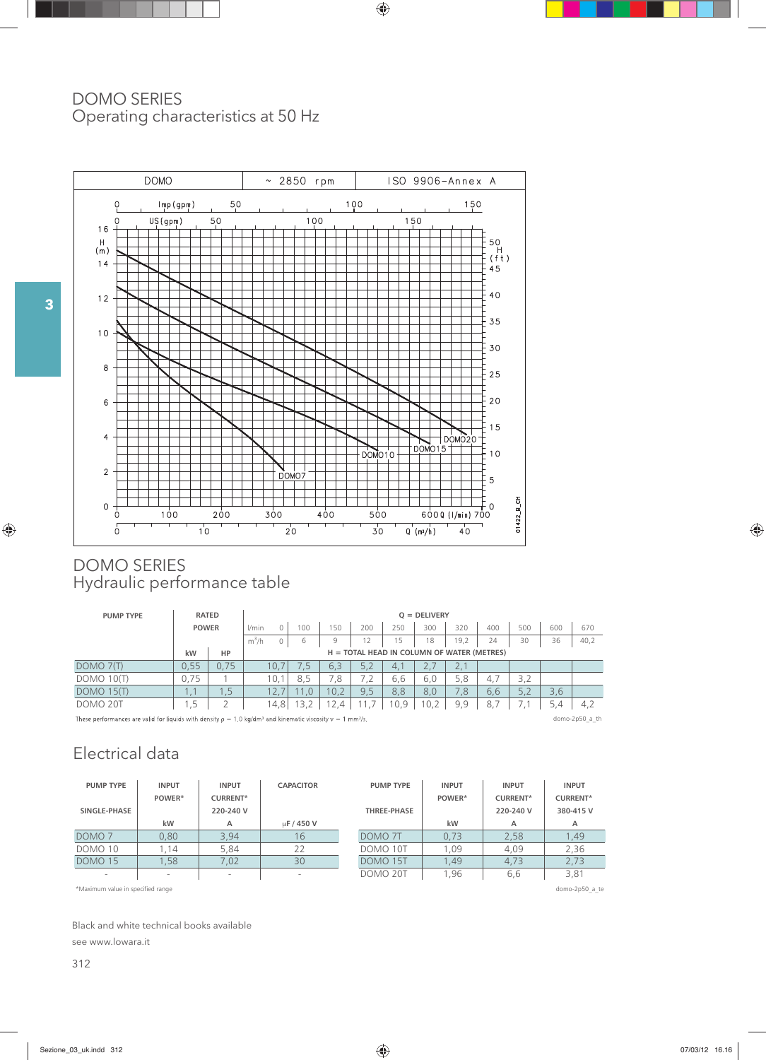# DOMO SERIES
## Operating characteristics at 50 Hz

DOMO | ~ 2850 rpm | ISO 9906-Annex A

Imp (gpm) 0 50 100 150

US (gpm) 0 50 100 150

H (m) 0 2 4 6 8 10 12 14 16

H (ft) 0 5 10 15 20 25 30 35 40 45 50

DOMO7 DOMO10 DOMO15 DOMO20

Q (l/min) 0 100 200 300 400 500 600 700

Q (m³/h) 0 10 20 30 40

01422_B_CH

# DOMO SERIES
## Hydraulic performance table

| PUMP TYPE | RATED POWER | | Q = DELIVERY | | | | | | | | | | | |
|---|---|---|---|---|---|---|---|---|---|---|---|---|---|---|
| | | | l/min | 0 | 100 | 150 | 200 | 250 | 300 | 320 | 400 | 500 | 600 | 670 |
| | | | $m^3/h$ | 0 | 6 | 9 | 12 | 15 | 18 | 19,2 | 24 | 30 | 36 | 40,2 |
| | kW | HP | H = TOTAL HEAD IN COLUMN OF WATER (METRES) | | | | | | | | | | | |
| DOMO 7(T) | 0,55 | 0,75 | | 10,7 | 7,5 | 6,3 | 5,2 | 4,1 | 2,7 | 2,1 | | | | |
| DOMO 10(T) | 0,75 | 1 | | 10,1 | 8,5 | 7,8 | 7,2 | 6,6 | 6,0 | 5,8 | 4,7 | 3,2 | | |
| DOMO 15(T) | 1,1 | 1,5 | | 12,7 | 11,0 | 10,2 | 9,5 | 8,8 | 8,0 | 7,8 | 6,6 | 5,2 | 3,6 | |
| DOMO 20T | 1,5 | 2 | | 14,8 | 13,2 | 12,4 | 11,7 | 10,9 | 10,2 | 9,9 | 8,7 | 7,1 | 5,4 | 4,2 |

These performances are valid for liquids with density ρ = 1.0 kg/dm³ and kinematic viscosity ν = 1 mm²/s.

domo-2p50_a_th

# Electrical data

| PUMP TYPE SINGLE-PHASE | INPUT POWER* kW | INPUT CURRENT* 220-240 V A | CAPACITOR µF / 450 V |
|---|---|---|---|
| DOMO 7 | 0,80 | 3,94 | 16 |
| DOMO 10 | 1,14 | 5,84 | 22 |
| DOMO 15 | 1,58 | 7,02 | 30 |
| - | - | - | - |

| PUMP TYPE THREE-PHASE | INPUT POWER* kW | INPUT CURRENT* 220-240 V A | INPUT CURRENT* 380-415 V A |
|---|---|---|---|
| DOMO 7T | 0,73 | 2,58 | 1,49 |
| DOMO 10T | 1,09 | 4,09 | 2,36 |
| DOMO 15T | 1,49 | 4,73 | 2,73 |
| DOMO 20T | 1,96 | 6,6 | 3,81 |

*Maximum value in specified range

domo-2p50_a_te

Black and white technical books available
see www.lowara.it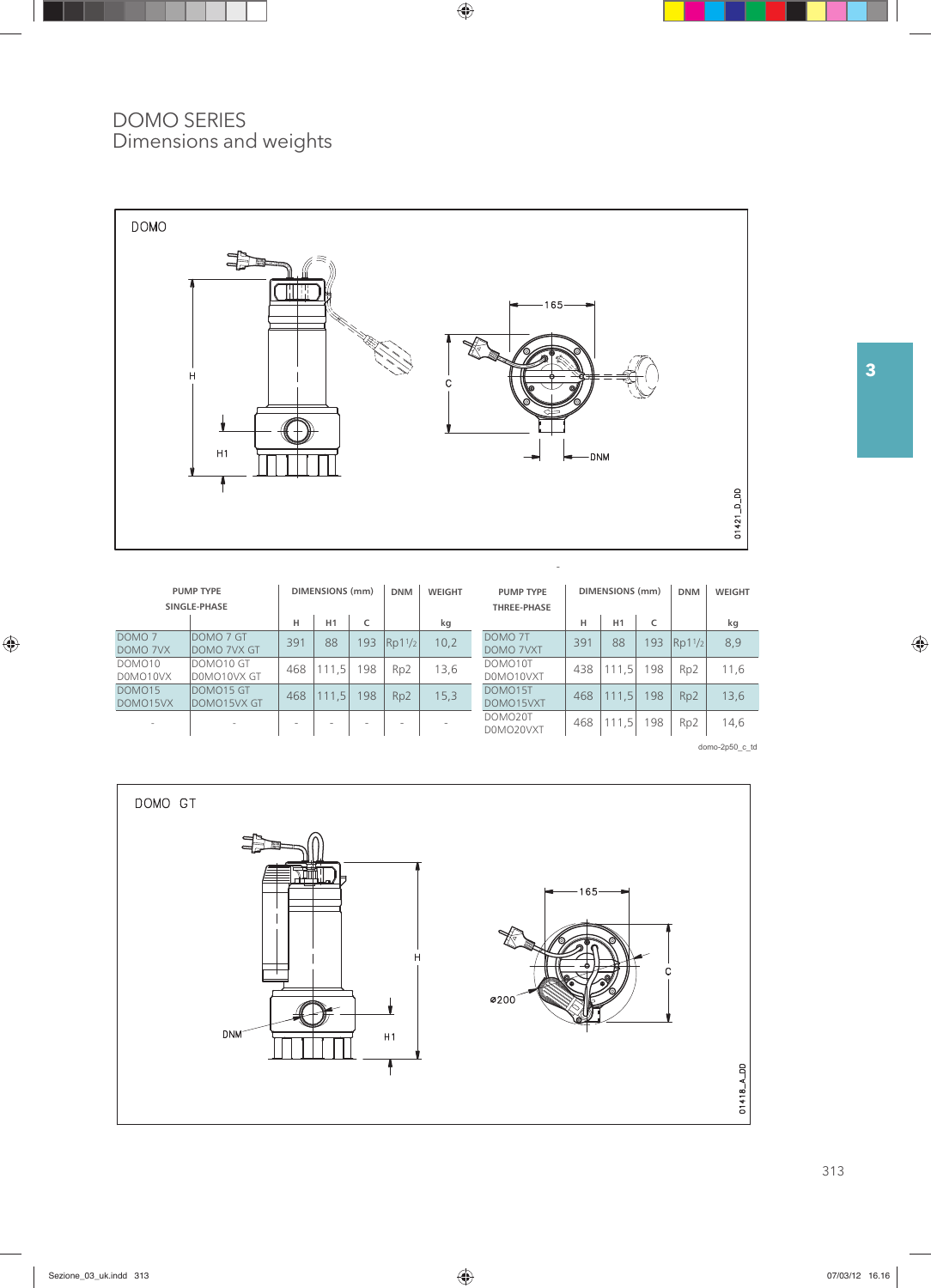# DOMO SERIES
## Dimensions and weights

DOMO

H

H1

165

C

DNM

01421_D_DD

| PUMP TYPE SINGLE-PHASE | | DIMENSIONS (mm) | | | DNM | WEIGHT |
|---|---|---|---|---|---|---|
| | | H | H1 | C | | kg |
| DOMO 7<br>DOMO 7VX | DOMO 7 GT<br>DOMO 7VX GT | 391 | 88 | 193 | Rp1½ | 10,2 |
| DOMO10<br>DOMO10VX | DOMO10 GT<br>DOMO10VX GT | 468 | 111,5 | 198 | Rp2 | 13,6 |
| DOMO15<br>DOMO15VX | DOMO15 GT<br>DOMO15VX GT | 468 | 111,5 | 198 | Rp2 | 15,3 |
| - | - | - | - | - | - | - |

| PUMP TYPE THREE-PHASE | DIMENSIONS (mm) | | | DNM | WEIGHT |
|---|---|---|---|---|---|
| | H | H1 | C | | kg |
| DOMO 7T<br>DOMO 7VXT | 391 | 88 | 193 | Rp1½ | 8,9 |
| DOMO10T<br>DOMO10VXT | 438 | 111,5 | 198 | Rp2 | 11,6 |
| DOMO15T<br>DOMO15VXT | 468 | 111,5 | 198 | Rp2 | 13,6 |
| DOMO20T<br>DOMO20VXT | 468 | 111,5 | 198 | Rp2 | 14,6 |

domo-2p50_c_td

DOMO GT

H

DNM

H1

165

C

ø200

01418_A_DD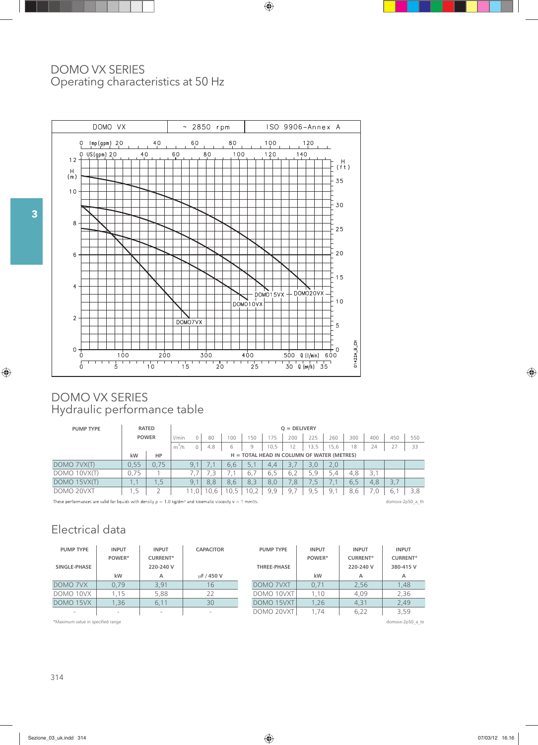# DOMO VX SERIES
## Operating characteristics at 50 Hz

DOMO VX | ~ 2850 rpm | ISO 9906-Annex A

Imp (gpm) 0 20 40 60 80 100 120
US (gpm) 0 20 40 60 80 100 120 140
H (m) 0 2 4 6 8 10 12
H (ft) 0 5 10 15 20 25 30 35
Q (l/min) 0 100 200 300 400 500 600
Q (m³/h) 0 5 10 15 20 25 30 35
DOMO7VX
DOMO10VX
DOMO15VX
DOMO20VX
01422A_B_CH

# DOMO VX SERIES
## Hydraulic performance table

| PUMP TYPE | RATED POWER | | Q = DELIVERY | | | | | | | | | | | | |
|---|---|---|---|---|---|---|---|---|---|---|---|---|---|---|---|
| | | | l/min | 0 | 80 | 100 | 150 | 175 | 200 | 225 | 260 | 300 | 400 | 450 | 550 |
| | | | m³/h | 0 | 4,8 | 6 | 9 | 10,5 | 12 | 13,5 | 15,6 | 18 | 24 | 27 | 33 |
| | kW | HP | H = TOTAL HEAD IN COLUMN OF WATER (METRES) | | | | | | | | | | | | |
| DOMO 7VX(T) | 0,55 | 0,75 | | 9,1 | 7,1 | 6,6 | 5,1 | 4,4 | 3,7 | 3,0 | 2,0 | | | | |
| DOMO 10VX(T) | 0,75 | 1 | | 7,7 | 7,3 | 7,1 | 6,7 | 6,5 | 6,2 | 5,9 | 5,4 | 4,8 | 3,1 | | |
| DOMO 15VX(T) | 1,1 | 1,5 | | 9,1 | 8,8 | 8,6 | 8,3 | 8,0 | 7,8 | 7,5 | 7,1 | 6,5 | 4,8 | 3,7 | |
| DOMO 20VXT | 1,5 | 2 | | 11,0 | 10,6 | 10,5 | 10,2 | 9,9 | 9,7 | 9,5 | 9,1 | 8,6 | 7,0 | 6,1 | 3,8 |

These performances are valid for liquids with density ρ = 1.0 kg/dm³ and kinematic viscosity ν = 1 mm²/s.

domovx-2p50_a_th

## Electrical data

| PUMP TYPE SINGLE-PHASE | INPUT POWER* kW | INPUT CURRENT* 220-240 V A | CAPACITOR µF / 450 V |
|---|---|---|---|
| DOMO 7VX | 0,79 | 3,91 | 16 |
| DOMO 10VX | 1,15 | 5,88 | 22 |
| DOMO 15VX | 1,36 | 6,11 | 30 |
| - | - | - | - |

| PUMP TYPE THREE-PHASE | INPUT POWER* kW | INPUT CURRENT* 220-240 V A | INPUT CURRENT* 380-415 V A |
|---|---|---|---|
| DOMO 7VXT | 0,71 | 2,56 | 1,48 |
| DOMO 10VXT | 1,10 | 4,09 | 2,36 |
| DOMO 15VXT | 1,26 | 4,31 | 2,49 |
| DOMO 20VXT | 1,74 | 6,22 | 3,59 |

*Maximum value in specified range

domovx-2p50_a_te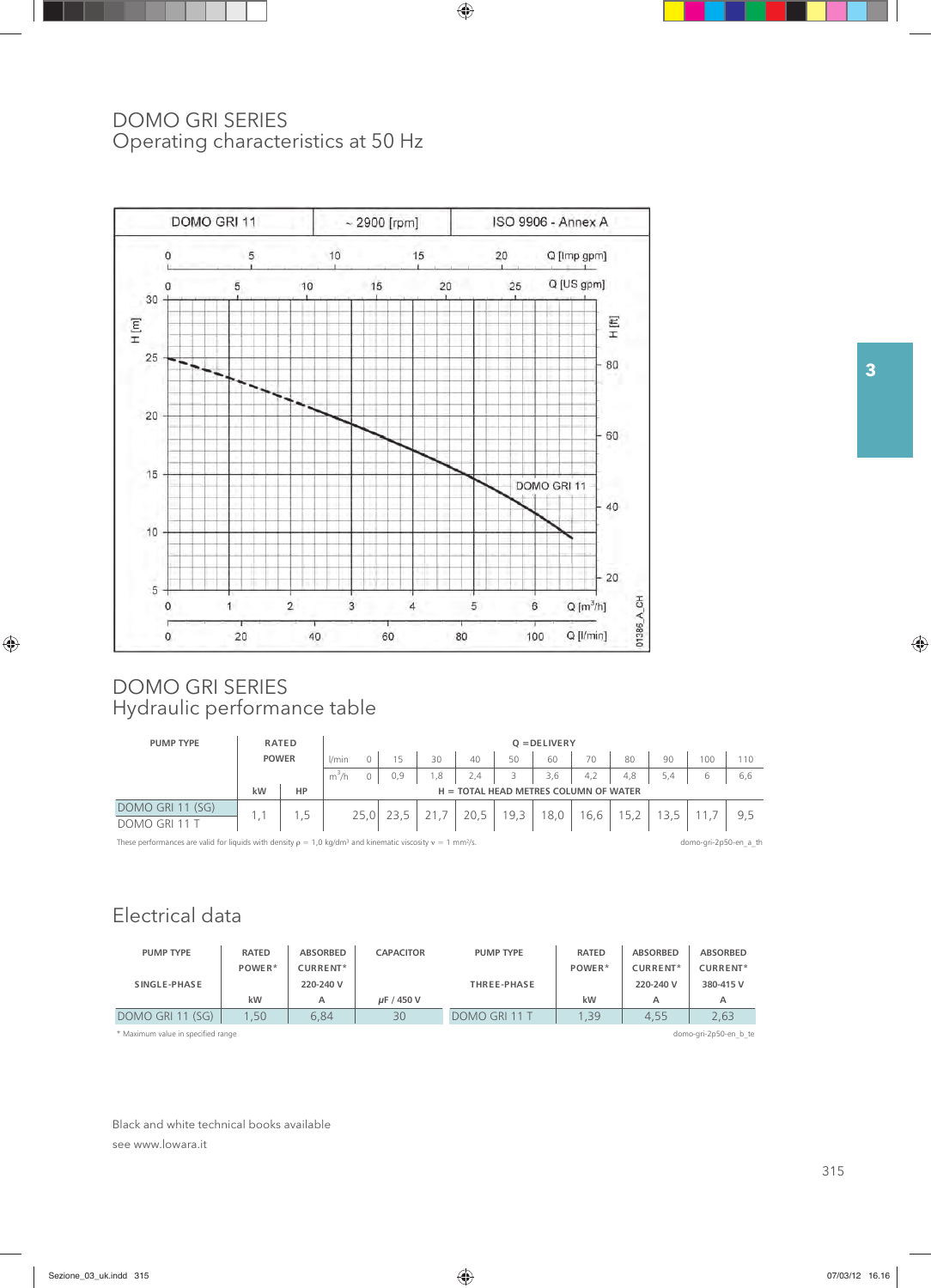# DOMO GRI SERIES

## Operating characteristics at 50 Hz

| DOMO GRI 11 | ~ 2900 [rpm] | ISO 9906 - Annex A |
|---|---|---|

# DOMO GRI SERIES

## Hydraulic performance table

| PUMP TYPE | RATED POWER | | Q = DELIVERY | | | | | | | | | | | |
|---|---|---|---|---|---|---|---|---|---|---|---|---|---|---|
| | | | l/min | 0 | 15 | 30 | 40 | 50 | 60 | 70 | 80 | 90 | 100 | 110 |
| | | | $m^3/h$ | 0 | 0,9 | 1,8 | 2,4 | 3 | 3,6 | 4,2 | 4,8 | 5,4 | 6 | 6,6 |
| | kW | HP | H = TOTAL HEAD METRES COLUMN OF WATER | | | | | | | | | | | |
| DOMO GRI 11 (SG)<br>DOMO GRI 11 T | 1,1 | 1,5 | | 25,0 | 23,5 | 21,7 | 20,5 | 19,3 | 18,0 | 16,6 | 15,2 | 13,5 | 11,7 | 9,5 |

These performances are valid for liquids with density ρ = 1,0 kg/dm³ and kinematic viscosity ν = 1 mm²/s.

domo-gri-2p50-en_a_th

## Electrical data

| PUMP TYPE<br>SINGLE-PHASE | RATED POWER*<br>kW | ABSORBED CURRENT*<br>220-240 V<br>A | CAPACITOR<br>µF / 450 V | PUMP TYPE<br>THREE-PHASE | RATED POWER*<br>kW | ABSORBED CURRENT*<br>220-240 V<br>A | ABSORBED CURRENT*<br>380-415 V<br>A |
|---|---|---|---|---|---|---|---|
| DOMO GRI 11 (SG) | 1,50 | 6,84 | 30 | DOMO GRI 11 T | 1,39 | 4,55 | 2,63 |

\* Maximum value in specified range

domo-gri-2p50-en_b_te

Black and white technical books available
see www.lowara.it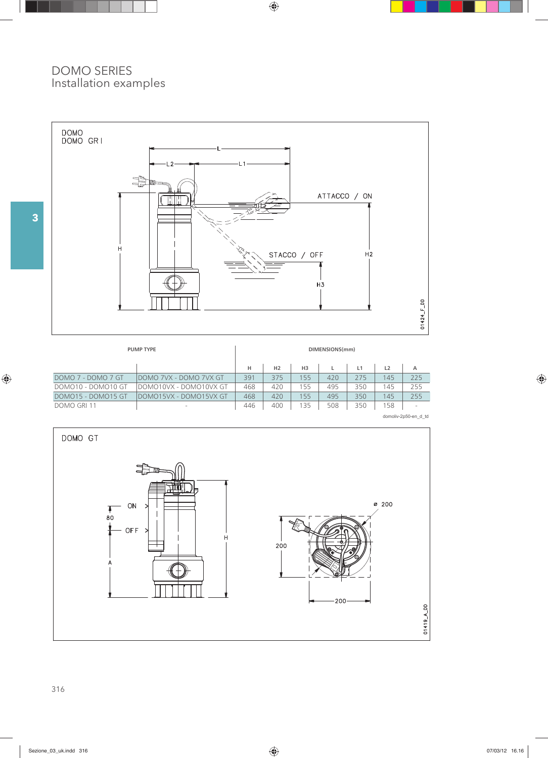# DOMO SERIES
## Installation examples

DOMO
DOMO GR I

L
L2
L1
ATTACCO / ON
STACCO / OFF
H
H2
H3
01424_F_DD

| PUMP TYPE | | DIMENSIONS(mm) | | | | | | |
|---|---|---|---|---|---|---|---|---|
| | | H | H2 | H3 | L | L1 | L2 | A |
| DOMO 7 - DOMO 7 GT | DOMO 7VX - DOMO 7VX GT | 391 | 375 | 155 | 420 | 275 | 145 | 225 |
| DOMO10 - DOMO10 GT | DOMO10VX - DOMO10VX GT | 468 | 420 | 155 | 495 | 350 | 145 | 255 |
| DOMO15 - DOMO15 GT | DOMO15VX - DOMO15VX GT | 468 | 420 | 155 | 495 | 350 | 145 | 255 |
| DOMO GRI 11 | - | 446 | 400 | 135 | 508 | 350 | 158 | - |

domoliv-2p50-en_d_td

DOMO GT

ON
OFF
80
A
H
ø 200
200
200
01419_A_DD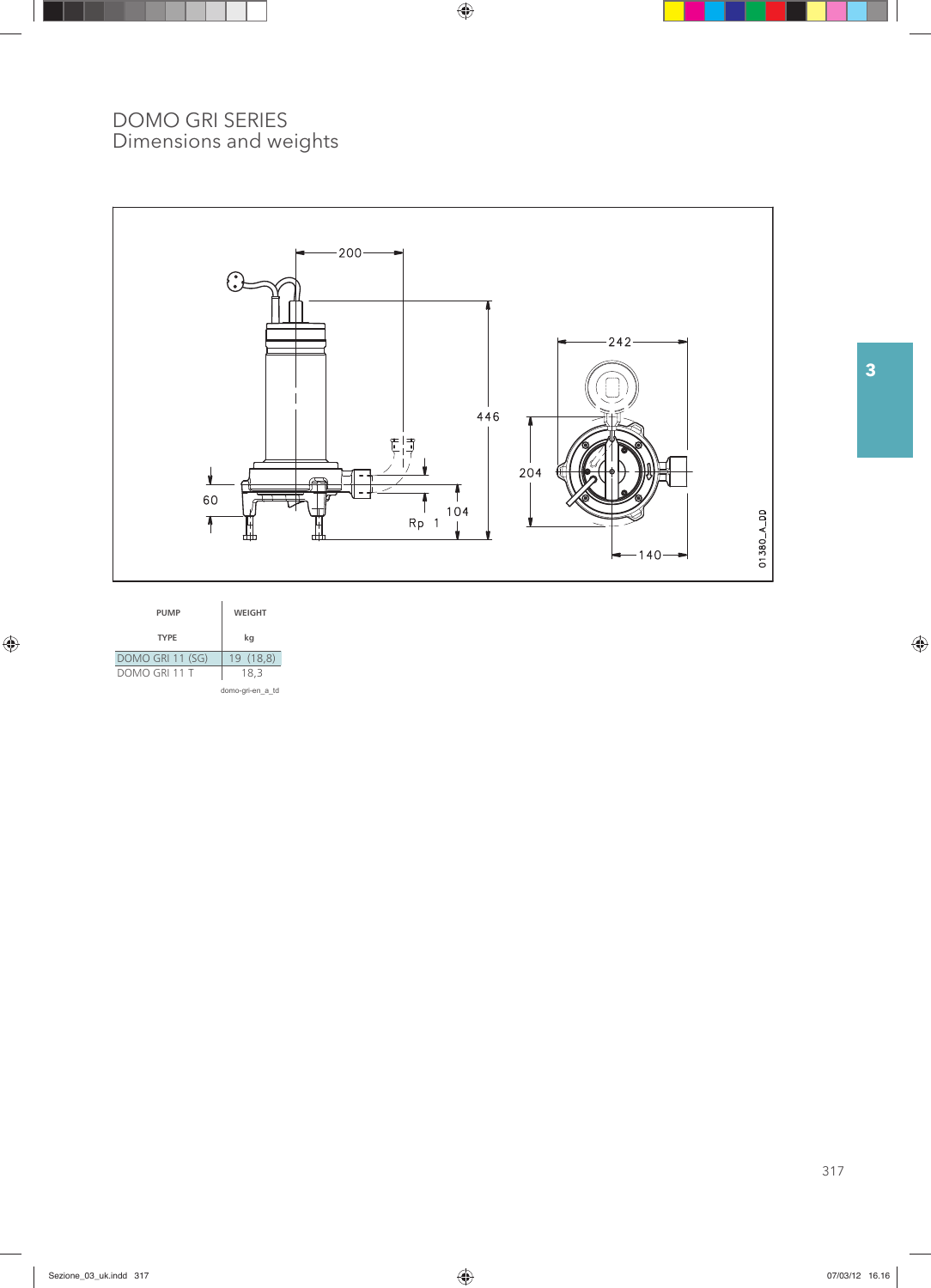# DOMO GRI SERIES
## Dimensions and weights

200
446
242
204
60
104
Rp 1
140
01380_A_DD

| PUMP TYPE | WEIGHT kg |
|---|---|
| DOMO GRI 11 (SG) | 19 (18,8) |
| DOMO GRI 11 T | 18,3 |

domo-gri-en_a_td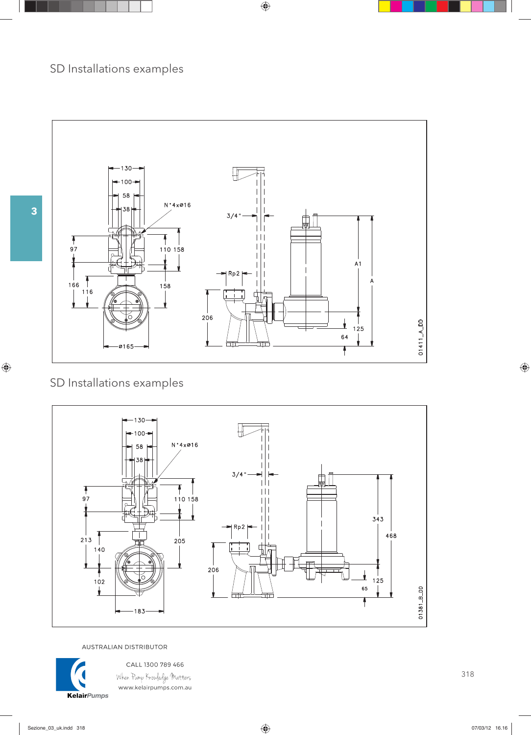## SD Installations examples

130
100
58
38
N°4xø16
97
110 158
166
116
158
ø165
3/4"
Rp2
206
A1
A
125
64
01411_A_DD

## SD Installations examples

130
100
58
38
N°4xø16
97
110 158
213
140
205
102
183
3/4"
Rp2
206
343
468
125
65
01381_B_DD

AUSTRALIAN DISTRIBUTOR

KelairPumps

CALL 1300 789 466

When Pump Knowledge Matters

www.kelairpumps.com.au